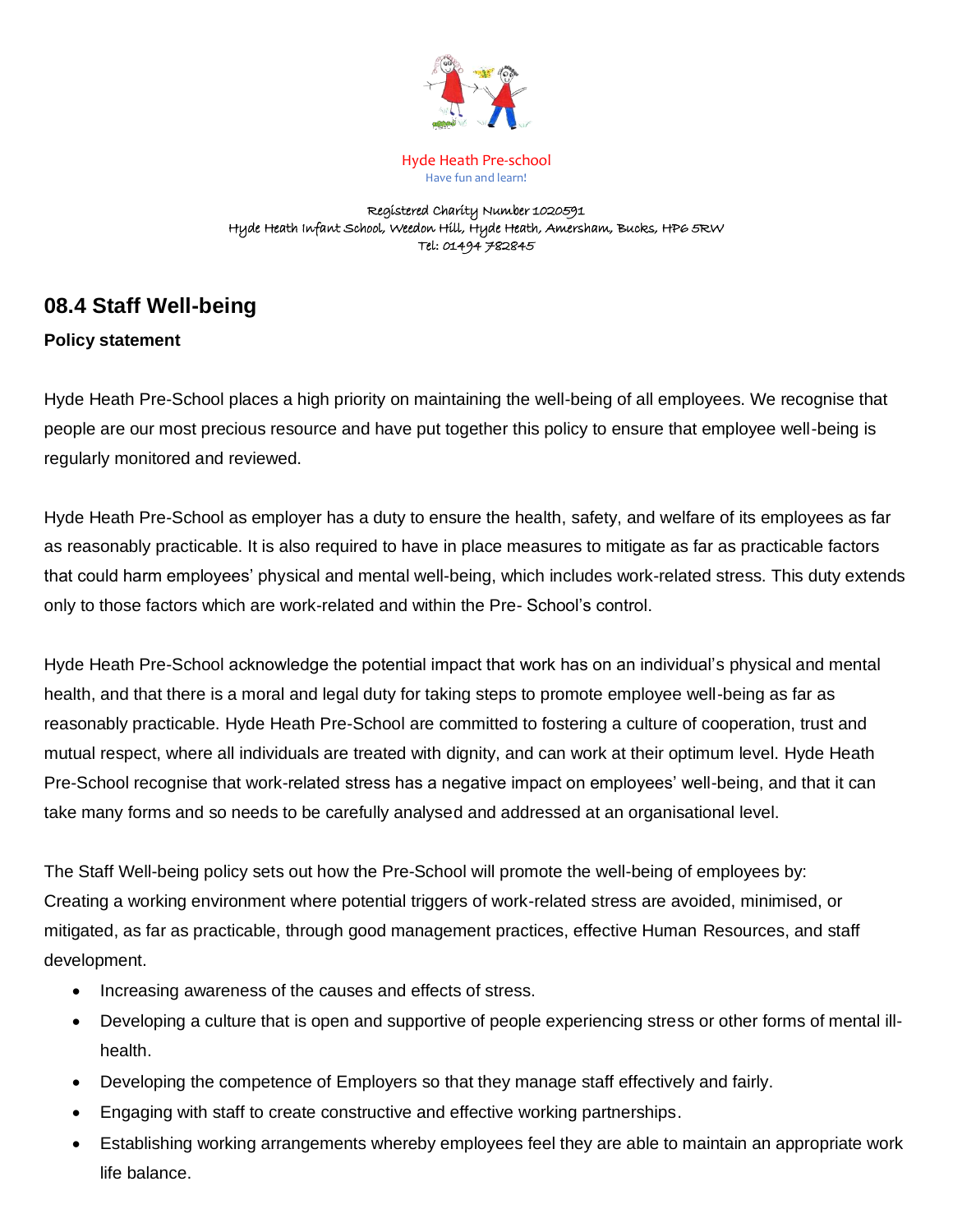Hyde Heath Pre-school

Have fun and learn!

Registered Charity Number 1020591
Hyde Heath Infant School, Weedon Hill, Hyde Heath, Amersham, Bucks, HP6 5RW
Tel: 01494 782845

## 08.4 Staff Well-being

**Policy statement**

Hyde Heath Pre-School places a high priority on maintaining the well-being of all employees. We recognise that people are our most precious resource and have put together this policy to ensure that employee well-being is regularly monitored and reviewed.

Hyde Heath Pre-School as employer has a duty to ensure the health, safety, and welfare of its employees as far as reasonably practicable. It is also required to have in place measures to mitigate as far as practicable factors that could harm employees' physical and mental well-being, which includes work-related stress. This duty extends only to those factors which are work-related and within the Pre- School's control.

Hyde Heath Pre-School acknowledge the potential impact that work has on an individual's physical and mental health, and that there is a moral and legal duty for taking steps to promote employee well-being as far as reasonably practicable. Hyde Heath Pre-School are committed to fostering a culture of cooperation, trust and mutual respect, where all individuals are treated with dignity, and can work at their optimum level. Hyde Heath Pre-School recognise that work-related stress has a negative impact on employees' well-being, and that it can take many forms and so needs to be carefully analysed and addressed at an organisational level.

The Staff Well-being policy sets out how the Pre-School will promote the well-being of employees by:
Creating a working environment where potential triggers of work-related stress are avoided, minimised, or mitigated, as far as practicable, through good management practices, effective Human Resources, and staff development.

- Increasing awareness of the causes and effects of stress.
- Developing a culture that is open and supportive of people experiencing stress or other forms of mental ill-health.
- Developing the competence of Employers so that they manage staff effectively and fairly.
- Engaging with staff to create constructive and effective working partnerships.
- Establishing working arrangements whereby employees feel they are able to maintain an appropriate work life balance.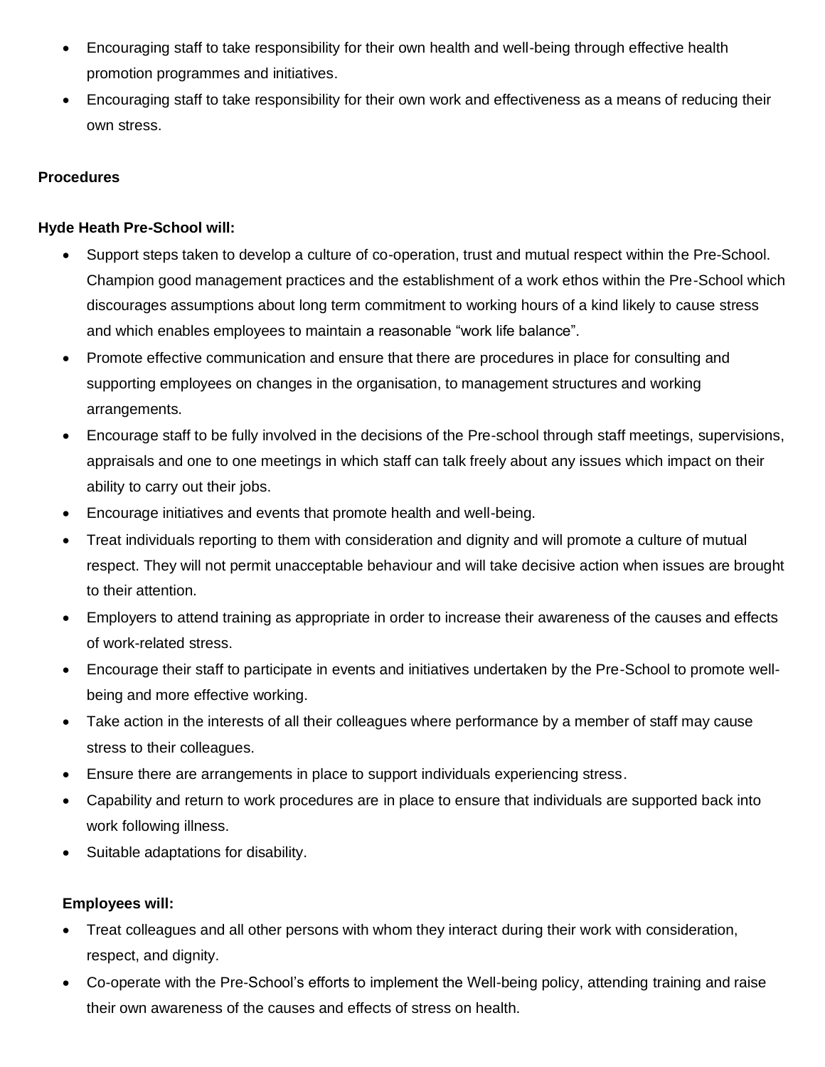- Encouraging staff to take responsibility for their own health and well-being through effective health promotion programmes and initiatives.
- Encouraging staff to take responsibility for their own work and effectiveness as a means of reducing their own stress.

**Procedures**

**Hyde Heath Pre-School will:**

- Support steps taken to develop a culture of co-operation, trust and mutual respect within the Pre-School. Champion good management practices and the establishment of a work ethos within the Pre-School which discourages assumptions about long term commitment to working hours of a kind likely to cause stress and which enables employees to maintain a reasonable "work life balance".
- Promote effective communication and ensure that there are procedures in place for consulting and supporting employees on changes in the organisation, to management structures and working arrangements.
- Encourage staff to be fully involved in the decisions of the Pre-school through staff meetings, supervisions, appraisals and one to one meetings in which staff can talk freely about any issues which impact on their ability to carry out their jobs.
- Encourage initiatives and events that promote health and well-being.
- Treat individuals reporting to them with consideration and dignity and will promote a culture of mutual respect. They will not permit unacceptable behaviour and will take decisive action when issues are brought to their attention.
- Employers to attend training as appropriate in order to increase their awareness of the causes and effects of work-related stress.
- Encourage their staff to participate in events and initiatives undertaken by the Pre-School to promote well-being and more effective working.
- Take action in the interests of all their colleagues where performance by a member of staff may cause stress to their colleagues.
- Ensure there are arrangements in place to support individuals experiencing stress.
- Capability and return to work procedures are in place to ensure that individuals are supported back into work following illness.
- Suitable adaptations for disability.

**Employees will:**

- Treat colleagues and all other persons with whom they interact during their work with consideration, respect, and dignity.
- Co-operate with the Pre-School's efforts to implement the Well-being policy, attending training and raise their own awareness of the causes and effects of stress on health.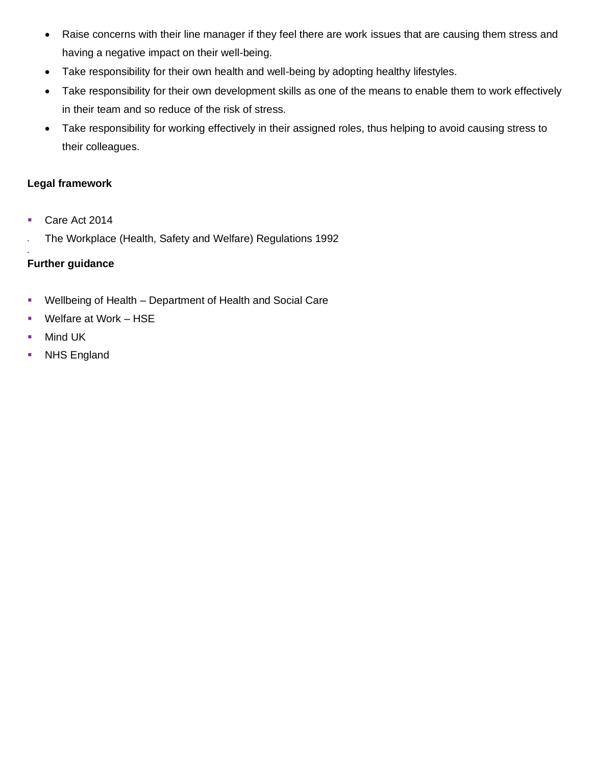- Raise concerns with their line manager if they feel there are work issues that are causing them stress and having a negative impact on their well-being.
- Take responsibility for their own health and well-being by adopting healthy lifestyles.
- Take responsibility for their own development skills as one of the means to enable them to work effectively in their team and so reduce of the risk of stress.
- Take responsibility for working effectively in their assigned roles, thus helping to avoid causing stress to their colleagues.

**Legal framework**

- Care Act 2014
- The Workplace (Health, Safety and Welfare) Regulations 1992

**Further guidance**

- Wellbeing of Health – Department of Health and Social Care
- Welfare at Work – HSE
- Mind UK
- NHS England